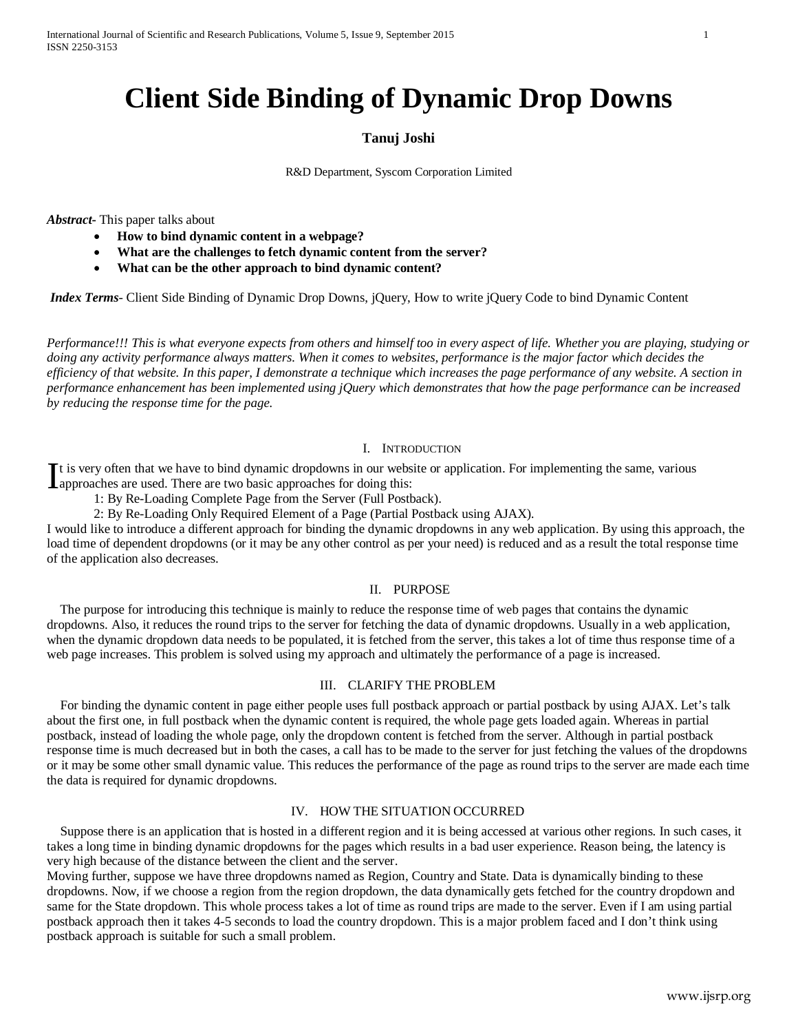# Client Side Binding of Dynamic Drop Downs

**Tanuj Joshi**

R&D Department, Syscom Corporation Limited

***Abstract***- This paper talks about

- **How to bind dynamic content in a webpage?**
- **What are the challenges to fetch dynamic content from the server?**
- **What can be the other approach to bind dynamic content?**

***Index Terms***- Client Side Binding of Dynamic Drop Downs, jQuery, How to write jQuery Code to bind Dynamic Content

*Performance!!! This is what everyone expects from others and himself too in every aspect of life. Whether you are playing, studying or doing any activity performance always matters. When it comes to websites, performance is the major factor which decides the efficiency of that website. In this paper, I demonstrate a technique which increases the page performance of any website. A section in performance enhancement has been implemented using jQuery which demonstrates that how the page performance can be increased by reducing the response time for the page.*

## I. Introduction

It is very often that we have to bind dynamic dropdowns in our website or application. For implementing the same, various approaches are used. There are two basic approaches for doing this:

1: By Re-Loading Complete Page from the Server (Full Postback).

2: By Re-Loading Only Required Element of a Page (Partial Postback using AJAX).

I would like to introduce a different approach for binding the dynamic dropdowns in any web application. By using this approach, the load time of dependent dropdowns (or it may be any other control as per your need) is reduced and as a result the total response time of the application also decreases.

## II. Purpose

The purpose for introducing this technique is mainly to reduce the response time of web pages that contains the dynamic dropdowns. Also, it reduces the round trips to the server for fetching the data of dynamic dropdowns. Usually in a web application, when the dynamic dropdown data needs to be populated, it is fetched from the server, this takes a lot of time thus response time of a web page increases. This problem is solved using my approach and ultimately the performance of a page is increased.

## III. Clarify the Problem

For binding the dynamic content in page either people uses full postback approach or partial postback by using AJAX. Let's talk about the first one, in full postback when the dynamic content is required, the whole page gets loaded again. Whereas in partial postback, instead of loading the whole page, only the dropdown content is fetched from the server. Although in partial postback response time is much decreased but in both the cases, a call has to be made to the server for just fetching the values of the dropdowns or it may be some other small dynamic value. This reduces the performance of the page as round trips to the server are made each time the data is required for dynamic dropdowns.

## IV. How the Situation Occurred

Suppose there is an application that is hosted in a different region and it is being accessed at various other regions. In such cases, it takes a long time in binding dynamic dropdowns for the pages which results in a bad user experience. Reason being, the latency is very high because of the distance between the client and the server.

Moving further, suppose we have three dropdowns named as Region, Country and State. Data is dynamically binding to these dropdowns. Now, if we choose a region from the region dropdown, the data dynamically gets fetched for the country dropdown and same for the State dropdown. This whole process takes a lot of time as round trips are made to the server. Even if I am using partial postback approach then it takes 4-5 seconds to load the country dropdown. This is a major problem faced and I don't think using postback approach is suitable for such a small problem.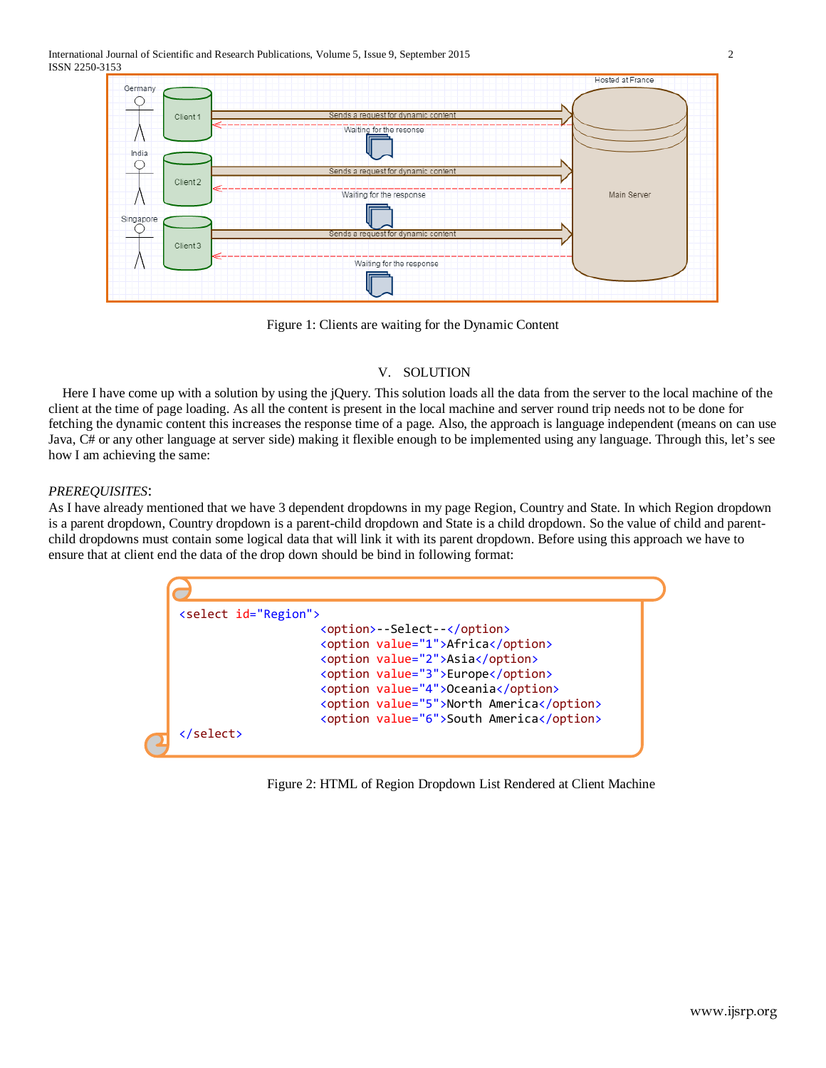Figure 1: Clients are waiting for the Dynamic Content

## V. SOLUTION

Here I have come up with a solution by using the jQuery. This solution loads all the data from the server to the local machine of the client at the time of page loading. As all the content is present in the local machine and server round trip needs not to be done for fetching the dynamic content this increases the response time of a page. Also, the approach is language independent (means on can use Java, C# or any other language at server side) making it flexible enough to be implemented using any language. Through this, let's see how I am achieving the same:

*PREREQUISITES*:

As I have already mentioned that we have 3 dependent dropdowns in my page Region, Country and State. In which Region dropdown is a parent dropdown, Country dropdown is a parent-child dropdown and State is a child dropdown. So the value of child and parent-child dropdowns must contain some logical data that will link it with its parent dropdown. Before using this approach we have to ensure that at client end the data of the drop down should be bind in following format:

```
<select id="Region">
                    <option>--Select--</option>
                    <option value="1">Africa</option>
                    <option value="2">Asia</option>
                    <option value="3">Europe</option>
                    <option value="4">Oceania</option>
                    <option value="5">North America</option>
                    <option value="6">South America</option>
</select>
```

Figure 2: HTML of Region Dropdown List Rendered at Client Machine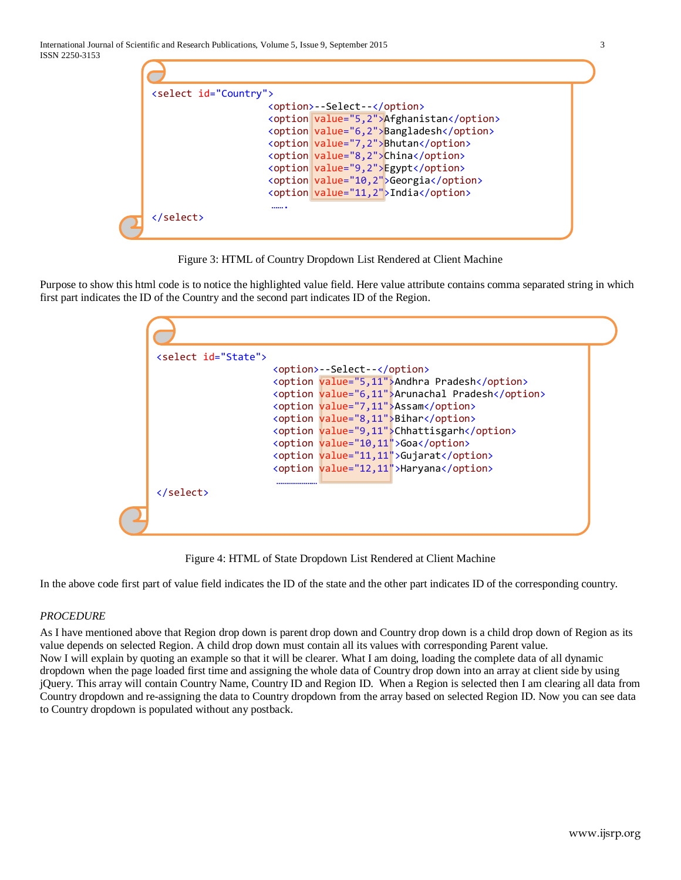```html
<select id="Country">
                    <option>--Select--</option>
                    <option value="5,2">Afghanistan</option>
                    <option value="6,2">Bangladesh</option>
                    <option value="7,2">Bhutan</option>
                    <option value="8,2">China</option>
                    <option value="9,2">Egypt</option>
                    <option value="10,2">Georgia</option>
                    <option value="11,2">India</option>
                    …….
</select>
```

Figure 3: HTML of Country Dropdown List Rendered at Client Machine

Purpose to show this html code is to notice the highlighted value field. Here value attribute contains comma separated string in which first part indicates the ID of the Country and the second part indicates ID of the Region.

```html
<select id="State">
                    <option>--Select--</option>
                    <option value="5,11">Andhra Pradesh</option>
                    <option value="6,11">Arunachal Pradesh</option>
                    <option value="7,11">Assam</option>
                    <option value="8,11">Bihar</option>
                    <option value="9,11">Chhattisgarh</option>
                    <option value="10,11">Goa</option>
                    <option value="11,11">Gujarat</option>
                    <option value="12,11">Haryana</option>
                    ………………
</select>
```

Figure 4: HTML of State Dropdown List Rendered at Client Machine

In the above code first part of value field indicates the ID of the state and the other part indicates ID of the corresponding country.

*PROCEDURE*

As I have mentioned above that Region drop down is parent drop down and Country drop down is a child drop down of Region as its value depends on selected Region. A child drop down must contain all its values with corresponding Parent value.
Now I will explain by quoting an example so that it will be clearer. What I am doing, loading the complete data of all dynamic dropdown when the page loaded first time and assigning the whole data of Country drop down into an array at client side by using jQuery. This array will contain Country Name, Country ID and Region ID. When a Region is selected then I am clearing all data from Country dropdown and re-assigning the data to Country dropdown from the array based on selected Region ID. Now you can see data to Country dropdown is populated without any postback.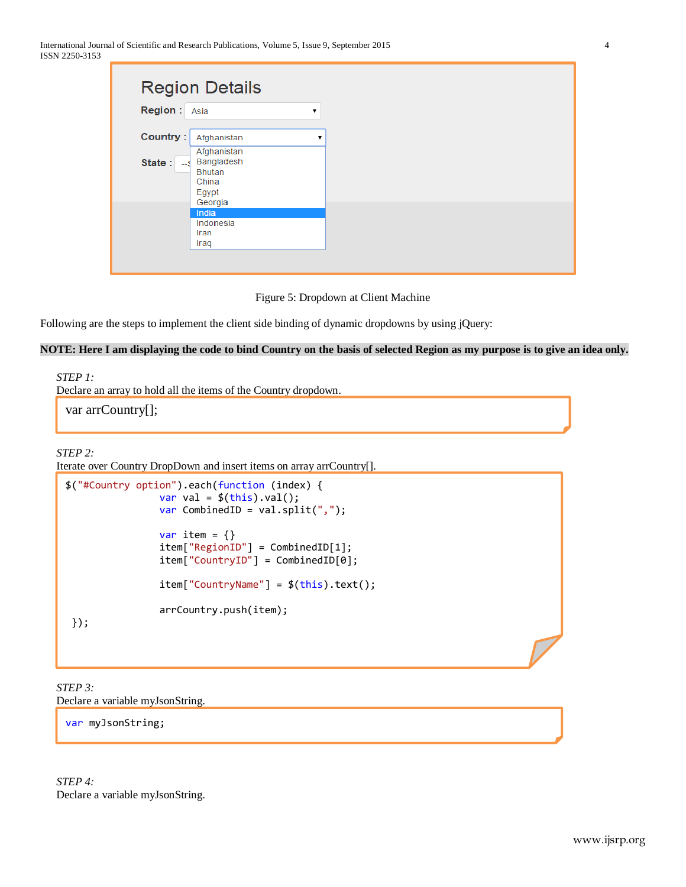Figure 5: Dropdown at Client Machine

Following are the steps to implement the client side binding of dynamic dropdowns by using jQuery:

**NOTE: Here I am displaying the code to bind Country on the basis of selected Region as my purpose is to give an idea only.**

*STEP 1:*
Declare an array to hold all the items of the Country dropdown.

```
var arrCountry[];
```

*STEP 2:*
Iterate over Country DropDown and insert items on array arrCountry[].

```
$("#Country option").each(function (index) {
                var val = $(this).val();
                var CombinedID = val.split(",");

                var item = {}
                item["RegionID"] = CombinedID[1];
                item["CountryID"] = CombinedID[0];

                item["CountryName"] = $(this).text();

                arrCountry.push(item);
 });
```

*STEP 3:*
Declare a variable myJsonString.

```
var myJsonString;
```

*STEP 4:*
Declare a variable myJsonString.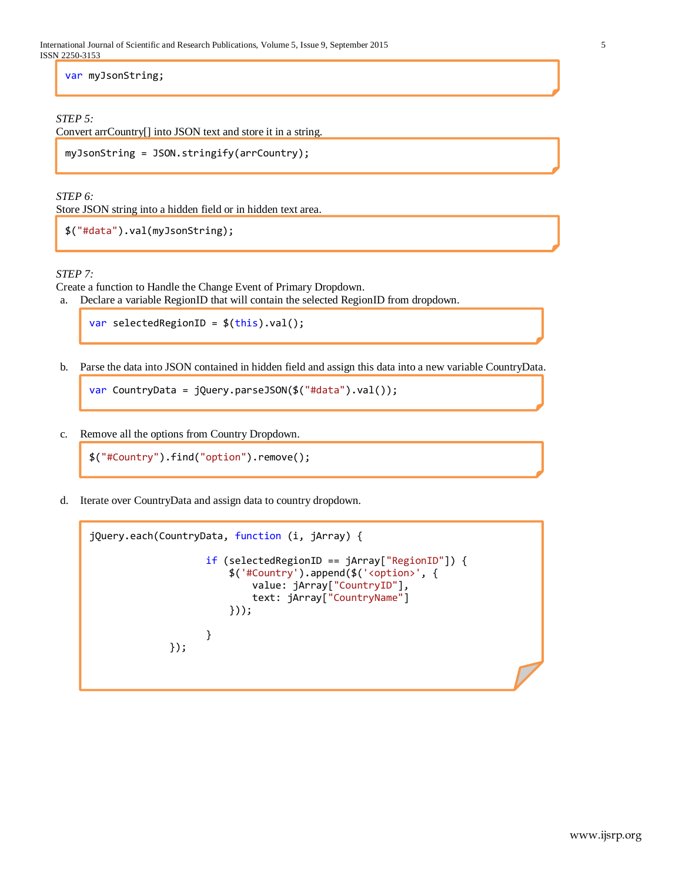```
var myJsonString;
```

*STEP 5:*
Convert arrCountry[] into JSON text and store it in a string.

```
myJsonString = JSON.stringify(arrCountry);
```

*STEP 6:*
Store JSON string into a hidden field or in hidden text area.

```
$("#data").val(myJsonString);
```

*STEP 7:*
Create a function to Handle the Change Event of Primary Dropdown.

a. Declare a variable RegionID that will contain the selected RegionID from dropdown.

```
var selectedRegionID = $(this).val();
```

b. Parse the data into JSON contained in hidden field and assign this data into a new variable CountryData.

```
var CountryData = jQuery.parseJSON($("#data").val());
```

c. Remove all the options from Country Dropdown.

```
$("#Country").find("option").remove();
```

d. Iterate over CountryData and assign data to country dropdown.

```
jQuery.each(CountryData, function (i, jArray) {

                    if (selectedRegionID == jArray["RegionID"]) {
                        $('#Country').append($('<option>', {
                            value: jArray["CountryID"],
                            text: jArray["CountryName"]
                        }));

                    }
                });
```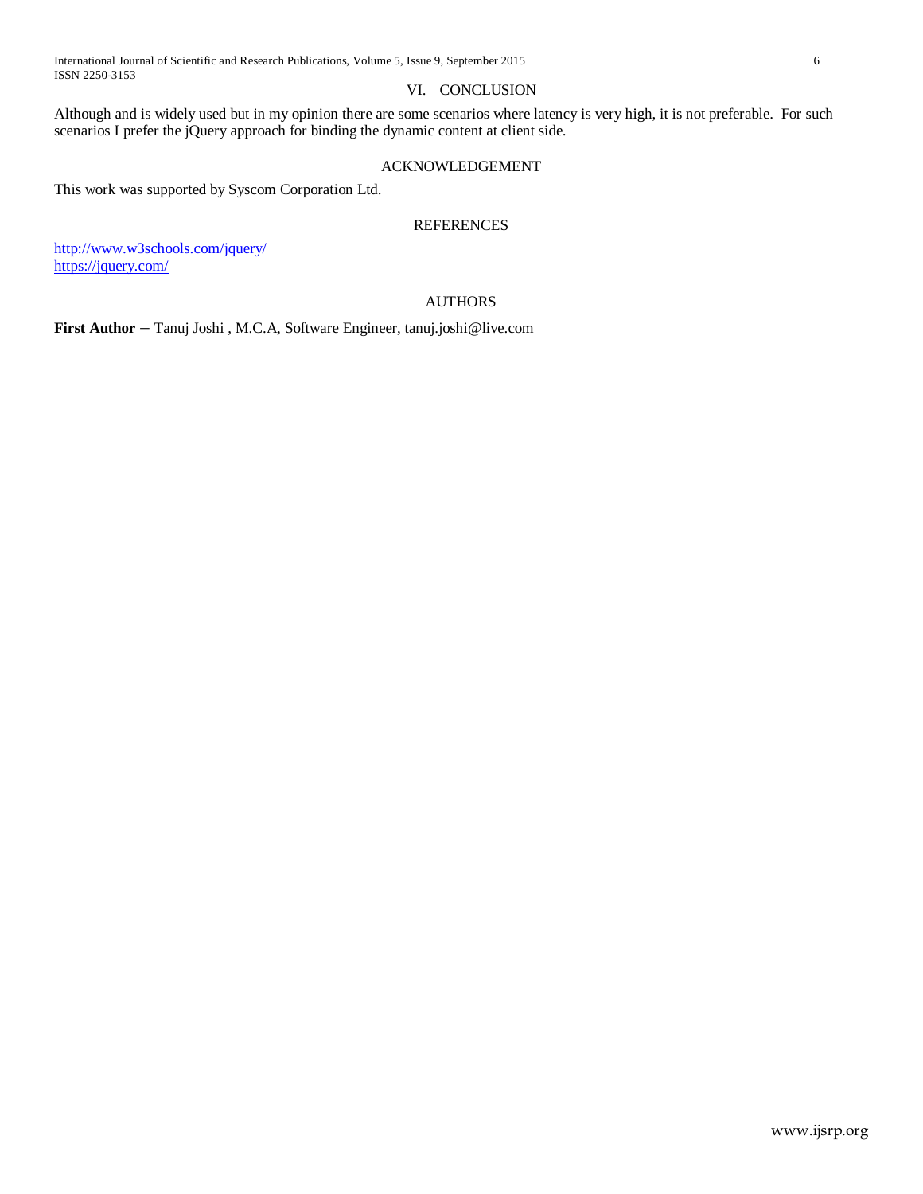## VI. CONCLUSION

Although and is widely used but in my opinion there are some scenarios where latency is very high, it is not preferable. For such scenarios I prefer the jQuery approach for binding the dynamic content at client side.

## ACKNOWLEDGEMENT

This work was supported by Syscom Corporation Ltd.

## REFERENCES

http://www.w3schools.com/jquery/
https://jquery.com/

## AUTHORS

**First Author** – Tanuj Joshi , M.C.A, Software Engineer, tanuj.joshi@live.com